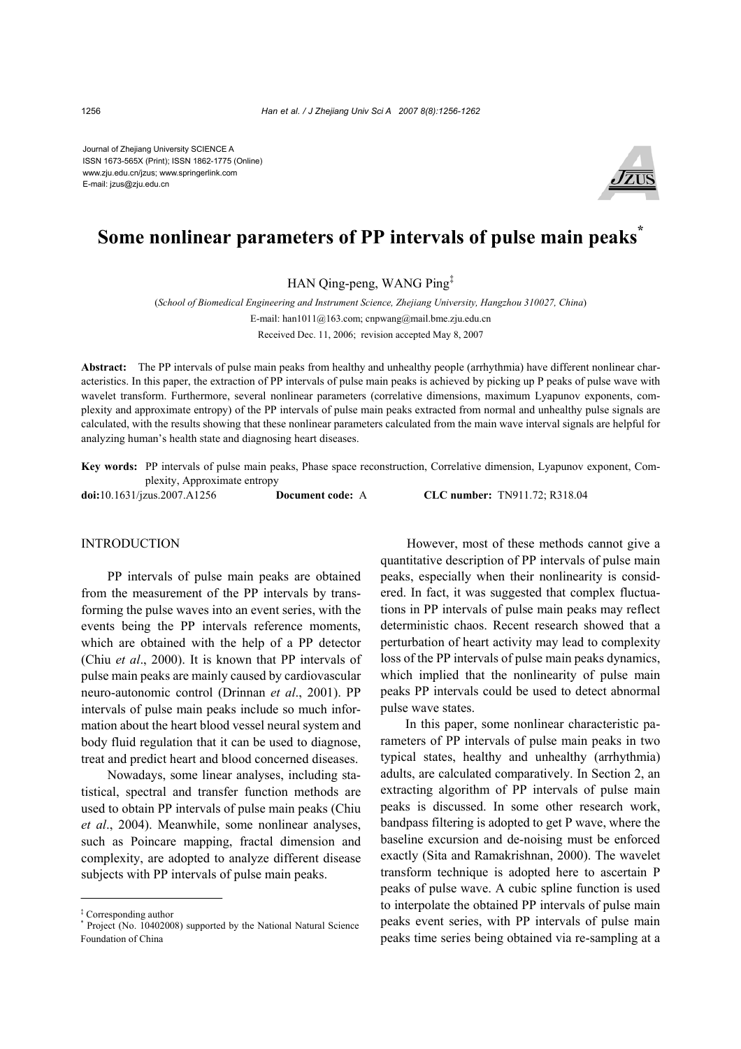Journal of Zhejiang University SCIENCE A
ISSN 1673-565X (Print); ISSN 1862-1775 (Online)
www.zju.edu.cn/jzus; www.springerlink.com
E-mail: jzus@zju.edu.cn

# Some nonlinear parameters of PP intervals of pulse main peaks*

HAN Qing-peng, WANG Ping‡

(*School of Biomedical Engineering and Instrument Science, Zhejiang University, Hangzhou 310027, China*)

E-mail: han1011@163.com; cnpwang@mail.bme.zju.edu.cn

Received Dec. 11, 2006; revision accepted May 8, 2007

**Abstract:** The PP intervals of pulse main peaks from healthy and unhealthy people (arrhythmia) have different nonlinear characteristics. In this paper, the extraction of PP intervals of pulse main peaks is achieved by picking up P peaks of pulse wave with wavelet transform. Furthermore, several nonlinear parameters (correlative dimensions, maximum Lyapunov exponents, complexity and approximate entropy) of the PP intervals of pulse main peaks extracted from normal and unhealthy pulse signals are calculated, with the results showing that these nonlinear parameters calculated from the main wave interval signals are helpful for analyzing human's health state and diagnosing heart diseases.

**Key words:** PP intervals of pulse main peaks, Phase space reconstruction, Correlative dimension, Lyapunov exponent, Complexity, Approximate entropy

**doi:**10.1631/jzus.2007.A1256 **Document code:** A **CLC number:** TN911.72; R318.04

## INTRODUCTION

PP intervals of pulse main peaks are obtained from the measurement of the PP intervals by transforming the pulse waves into an event series, with the events being the PP intervals reference moments, which are obtained with the help of a PP detector (Chiu *et al*., 2000). It is known that PP intervals of pulse main peaks are mainly caused by cardiovascular neuro-autonomic control (Drinnan *et al*., 2001). PP intervals of pulse main peaks include so much information about the heart blood vessel neural system and body fluid regulation that it can be used to diagnose, treat and predict heart and blood concerned diseases.

Nowadays, some linear analyses, including statistical, spectral and transfer function methods are used to obtain PP intervals of pulse main peaks (Chiu *et al*., 2004). Meanwhile, some nonlinear analyses, such as Poincare mapping, fractal dimension and complexity, are adopted to analyze different disease subjects with PP intervals of pulse main peaks.

However, most of these methods cannot give a quantitative description of PP intervals of pulse main peaks, especially when their nonlinearity is considered. In fact, it was suggested that complex fluctuations in PP intervals of pulse main peaks may reflect deterministic chaos. Recent research showed that a perturbation of heart activity may lead to complexity loss of the PP intervals of pulse main peaks dynamics, which implied that the nonlinearity of pulse main peaks PP intervals could be used to detect abnormal pulse wave states.

In this paper, some nonlinear characteristic parameters of PP intervals of pulse main peaks in two typical states, healthy and unhealthy (arrhythmia) adults, are calculated comparatively. In Section 2, an extracting algorithm of PP intervals of pulse main peaks is discussed. In some other research work, bandpass filtering is adopted to get P wave, where the baseline excursion and de-noising must be enforced exactly (Sita and Ramakrishnan, 2000). The wavelet transform technique is adopted here to ascertain P peaks of pulse wave. A cubic spline function is used to interpolate the obtained PP intervals of pulse main peaks event series, with PP intervals of pulse main peaks time series being obtained via re-sampling at a

---

‡ Corresponding author

\* Project (No. 10402008) supported by the National Natural Science Foundation of China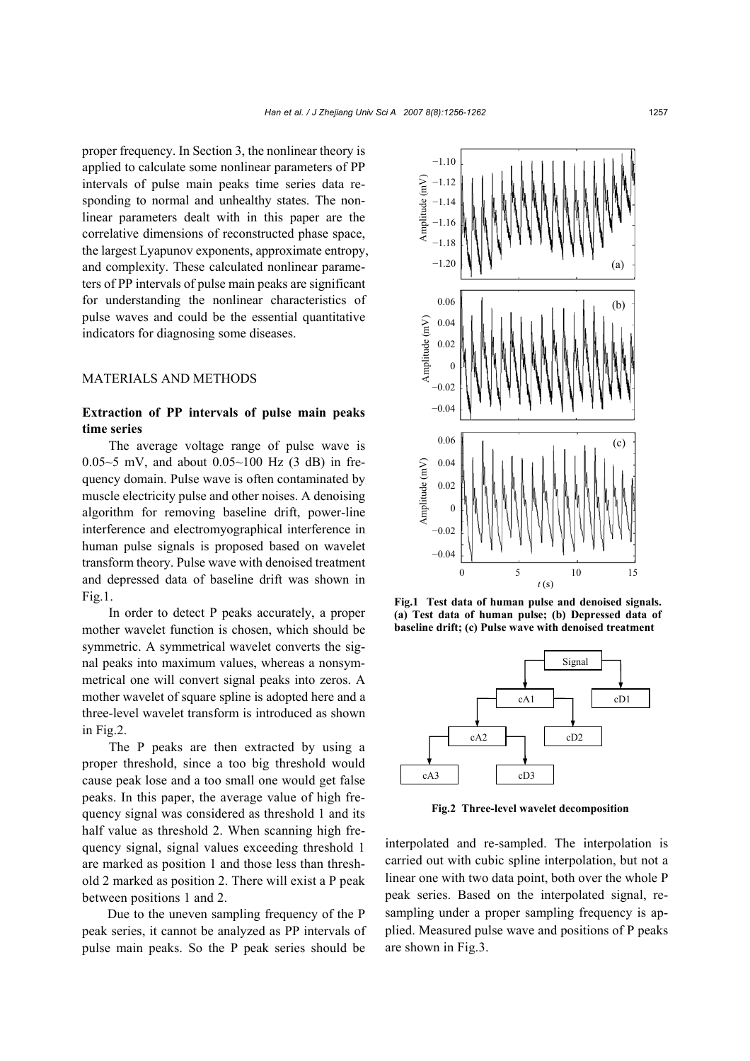proper frequency. In Section 3, the nonlinear theory is applied to calculate some nonlinear parameters of PP intervals of pulse main peaks time series data responding to normal and unhealthy states. The nonlinear parameters dealt with in this paper are the correlative dimensions of reconstructed phase space, the largest Lyapunov exponents, approximate entropy, and complexity. These calculated nonlinear parameters of PP intervals of pulse main peaks are significant for understanding the nonlinear characteristics of pulse waves and could be the essential quantitative indicators for diagnosing some diseases.

## MATERIALS AND METHODS

### Extraction of PP intervals of pulse main peaks time series

The average voltage range of pulse wave is 0.05~5 mV, and about 0.05~100 Hz (3 dB) in frequency domain. Pulse wave is often contaminated by muscle electricity pulse and other noises. A denoising algorithm for removing baseline drift, power-line interference and electromyographical interference in human pulse signals is proposed based on wavelet transform theory. Pulse wave with denoised treatment and depressed data of baseline drift was shown in Fig.1.

In order to detect P peaks accurately, a proper mother wavelet function is chosen, which should be symmetric. A symmetrical wavelet converts the signal peaks into maximum values, whereas a nonsymmetrical one will convert signal peaks into zeros. A mother wavelet of square spline is adopted here and a three-level wavelet transform is introduced as shown in Fig.2.

The P peaks are then extracted by using a proper threshold, since a too big threshold would cause peak lose and a too small one would get false peaks. In this paper, the average value of high frequency signal was considered as threshold 1 and its half value as threshold 2. When scanning high frequency signal, signal values exceeding threshold 1 are marked as position 1 and those less than threshold 2 marked as position 2. There will exist a P peak between positions 1 and 2.

Due to the uneven sampling frequency of the P peak series, it cannot be analyzed as PP intervals of pulse main peaks. So the P peak series should be interpolated and re-sampled. The interpolation is carried out with cubic spline interpolation, but not a linear one with two data point, both over the whole P peak series. Based on the interpolated signal, re-sampling under a proper sampling frequency is applied. Measured pulse wave and positions of P peaks are shown in Fig.3.

**Fig.1 Test data of human pulse and denoised signals. (a) Test data of human pulse; (b) Depressed data of baseline drift; (c) Pulse wave with denoised treatment**

**Fig.2 Three-level wavelet decomposition**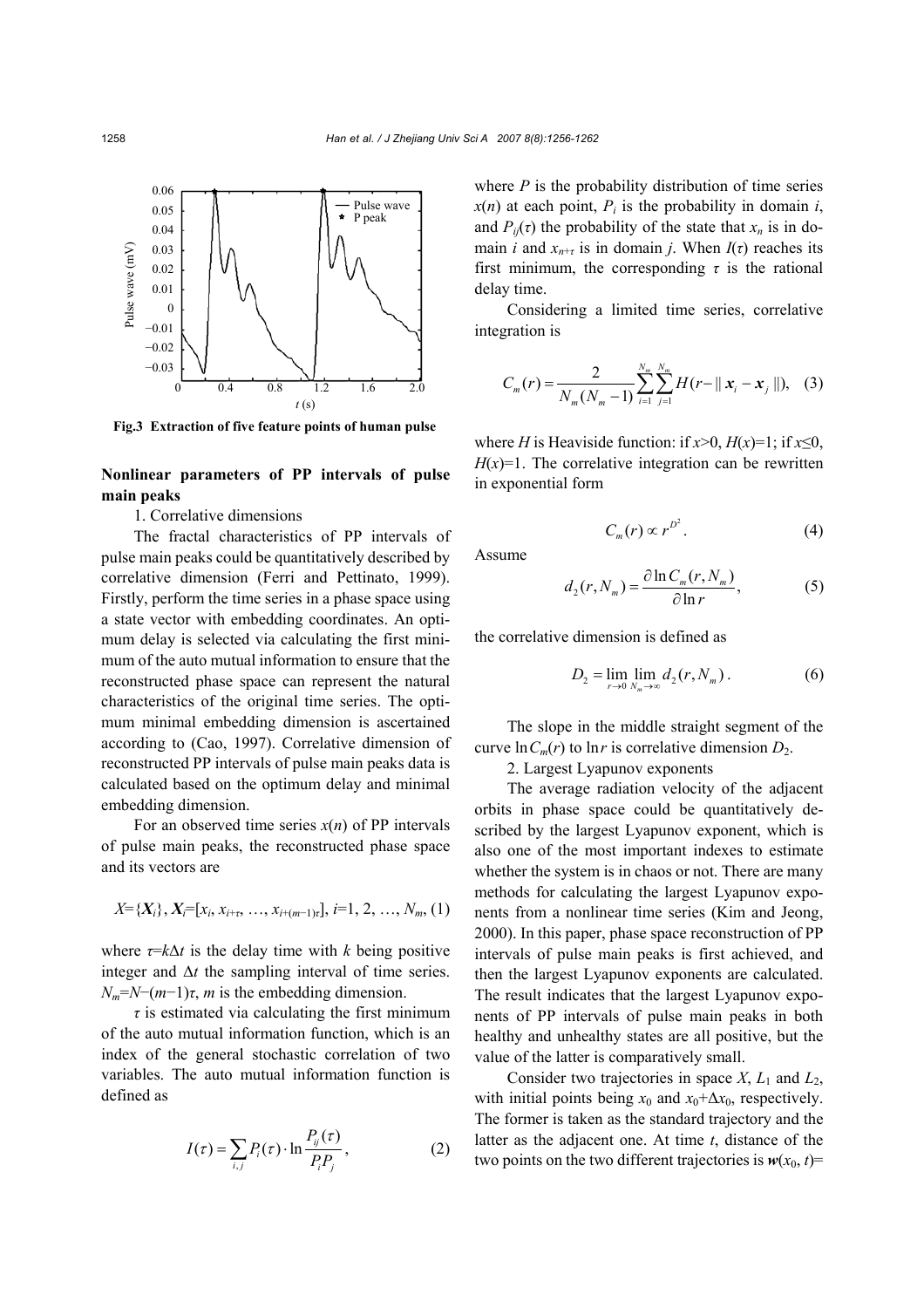**Fig.3 Extraction of five feature points of human pulse**

## Nonlinear parameters of PP intervals of pulse main peaks

1. Correlative dimensions

The fractal characteristics of PP intervals of pulse main peaks could be quantitatively described by correlative dimension (Ferri and Pettinato, 1999). Firstly, perform the time series in a phase space using a state vector with embedding coordinates. An optimum delay is selected via calculating the first minimum of the auto mutual information to ensure that the reconstructed phase space can represent the natural characteristics of the original time series. The optimum minimal embedding dimension is ascertained according to (Cao, 1997). Correlative dimension of reconstructed PP intervals of pulse main peaks data is calculated based on the optimum delay and minimal embedding dimension.

For an observed time series $x(n)$ of PP intervals of pulse main peaks, the reconstructed phase space and its vectors are

$$X=\{\boldsymbol{X}_i\},\ \boldsymbol{X}_i=[x_i, x_{i+\tau}, \ldots, x_{i+(m-1)\tau}],\ i=1, 2, \ldots, N_m, \quad (1)$$

where $\tau=k\Delta t$ is the delay time with $k$ being positive integer and $\Delta t$ the sampling interval of time series. $N_m=N-(m-1)\tau$, $m$ is the embedding dimension.

$\tau$ is estimated via calculating the first minimum of the auto mutual information function, which is an index of the general stochastic correlation of two variables. The auto mutual information function is defined as

$$I(\tau)=\sum_{i,j} P_i(\tau)\cdot \ln\frac{P_{ij}(\tau)}{P_i P_j}, \quad (2)$$

where $P$ is the probability distribution of time series $x(n)$ at each point, $P_i$ is the probability in domain $i$, and $P_{ij}(\tau)$ the probability of the state that $x_n$ is in domain $i$ and $x_{n+\tau}$ is in domain $j$. When $I(\tau)$ reaches its first minimum, the corresponding $\tau$ is the rational delay time.

Considering a limited time series, correlative integration is

$$C_m(r)=\frac{2}{N_m(N_m-1)}\sum_{i=1}^{N_m}\sum_{j=1}^{N_m} H(r-\|\boldsymbol{x}_i-\boldsymbol{x}_j\|), \quad (3)$$

where $H$ is Heaviside function: if $x>0$, $H(x)=1$; if $x\leq 0$, $H(x)=1$. The correlative integration can be rewritten in exponential form

$$C_m(r)\propto r^{D^2}. \quad (4)$$

Assume

$$d_2(r,N_m)=\frac{\partial \ln C_m(r,N_m)}{\partial \ln r}, \quad (5)$$

the correlative dimension is defined as

$$D_2=\lim_{r\to 0}\lim_{N_m\to\infty} d_2(r,N_m). \quad (6)$$

The slope in the middle straight segment of the curve $\ln C_m(r)$ to $\ln r$ is correlative dimension $D_2$.

2. Largest Lyapunov exponents

The average radiation velocity of the adjacent orbits in phase space could be quantitatively described by the largest Lyapunov exponent, which is also one of the most important indexes to estimate whether the system is in chaos or not. There are many methods for calculating the largest Lyapunov exponents from a nonlinear time series (Kim and Jeong, 2000). In this paper, phase space reconstruction of PP intervals of pulse main peaks is first achieved, and then the largest Lyapunov exponents are calculated. The result indicates that the largest Lyapunov exponents of PP intervals of pulse main peaks in both healthy and unhealthy states are all positive, but the value of the latter is comparatively small.

Consider two trajectories in space $X$, $L_1$ and $L_2$, with initial points being $x_0$ and $x_0+\Delta x_0$, respectively. The former is taken as the standard trajectory and the latter as the adjacent one. At time $t$, distance of the two points on the two different trajectories is $\boldsymbol{w}(x_0, t)=$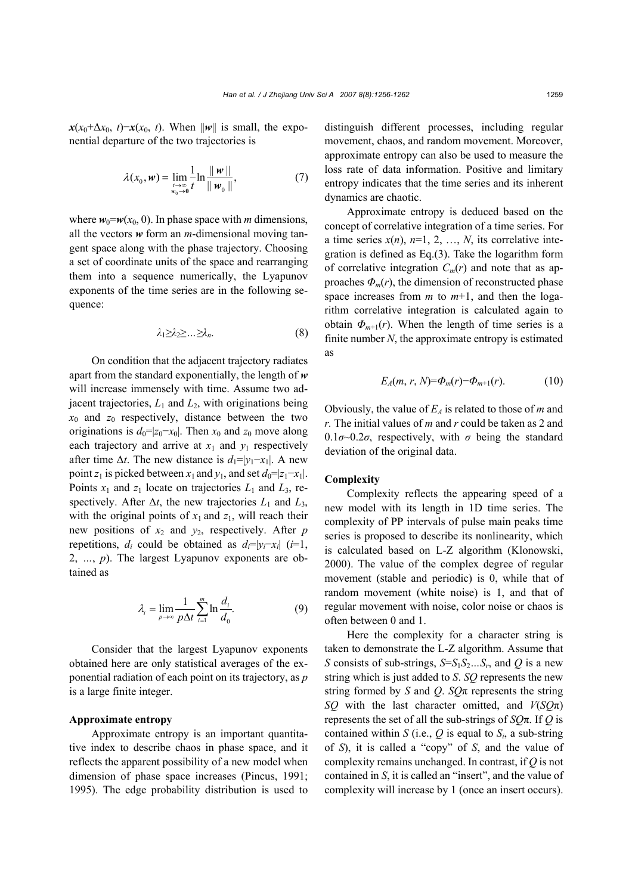$\boldsymbol{x}(x_0+\Delta x_0, t)-\boldsymbol{x}(x_0, t)$. When $\|\boldsymbol{w}\|$ is small, the exponential departure of the two trajectories is

$$\lambda(x_0, \boldsymbol{w}) = \lim_{\substack{t\to\infty \\ \boldsymbol{w}_0\to\boldsymbol{0}}} \frac{1}{t}\ln\frac{\|\boldsymbol{w}\|}{\|\boldsymbol{w}_0\|}, \tag{7}$$

where $\boldsymbol{w}_0=\boldsymbol{w}(x_0, 0)$. In phase space with $m$ dimensions, all the vectors $\boldsymbol{w}$ form an $m$-dimensional moving tangent space along with the phase trajectory. Choosing a set of coordinate units of the space and rearranging them into a sequence numerically, the Lyapunov exponents of the time series are in the following sequence:

$$\lambda_1 \geq \lambda_2 \geq \ldots \geq \lambda_n. \tag{8}$$

On condition that the adjacent trajectory radiates apart from the standard exponentially, the length of $\boldsymbol{w}$ will increase immensely with time. Assume two adjacent trajectories, $L_1$ and $L_2$, with originations being $x_0$ and $z_0$ respectively, distance between the two originations is $d_0=|z_0-x_0|$. Then $x_0$ and $z_0$ move along each trajectory and arrive at $x_1$ and $y_1$ respectively after time $\Delta t$. The new distance is $d_1=|y_1-x_1|$. A new point $z_1$ is picked between $x_1$ and $y_1$, and set $d_0=|z_1-x_1|$. Points $x_1$ and $z_1$ locate on trajectories $L_1$ and $L_3$, respectively. After $\Delta t$, the new trajectories $L_1$ and $L_3$, with the original points of $x_1$ and $z_1$, will reach their new positions of $x_2$ and $y_2$, respectively. After $p$ repetitions, $d_i$ could be obtained as $d_i=|y_i-x_i|$ ($i$=1, 2, …, $p$). The largest Lyapunov exponents are obtained as

$$\lambda_i = \lim_{p\to\infty}\frac{1}{p\Delta t}\sum_{i=1}^{m}\ln\frac{d_i}{d_0}. \tag{9}$$

Consider that the largest Lyapunov exponents obtained here are only statistical averages of the exponential radiation of each point on its trajectory, as $p$ is a large finite integer.

**Approximate entropy**

Approximate entropy is an important quantitative index to describe chaos in phase space, and it reflects the apparent possibility of a new model when dimension of phase space increases (Pincus, 1991; 1995). The edge probability distribution is used to distinguish different processes, including regular movement, chaos, and random movement. Moreover, approximate entropy can also be used to measure the loss rate of data information. Positive and limitary entropy indicates that the time series and its inherent dynamics are chaotic.

Approximate entropy is deduced based on the concept of correlative integration of a time series. For a time series $x(n)$, $n$=1, 2, …, $N$, its correlative integration is defined as Eq.(3). Take the logarithm form of correlative integration $C_m(r)$ and note that as approaches $\Phi_m(r)$, the dimension of reconstructed phase space increases from $m$ to $m$+1, and then the logarithm correlative integration is calculated again to obtain $\Phi_{m+1}(r)$. When the length of time series is a finite number $N$, the approximate entropy is estimated as

$$E_A(m, r, N)=\Phi_m(r)-\Phi_{m+1}(r). \tag{10}$$

Obviously, the value of $E_A$ is related to those of $m$ and $r$. The initial values of $m$ and $r$ could be taken as 2 and $0.1\sigma$~$0.2\sigma$, respectively, with $\sigma$ being the standard deviation of the original data.

**Complexity**

Complexity reflects the appearing speed of a new model with its length in 1D time series. The complexity of PP intervals of pulse main peaks time series is proposed to describe its nonlinearity, which is calculated based on L-Z algorithm (Klonowski, 2000). The value of the complex degree of regular movement (stable and periodic) is 0, while that of random movement (white noise) is 1, and that of regular movement with noise, color noise or chaos is often between 0 and 1.

Here the complexity for a character string is taken to demonstrate the L-Z algorithm. Assume that $S$ consists of sub-strings, $S=S_1S_2\ldots S_r$, and $Q$ is a new string which is just added to $S$. $SQ$ represents the new string formed by $S$ and $Q$. $SQ\pi$ represents the string $SQ$ with the last character omitted, and $V(SQ\pi)$ represents the set of all the sub-strings of $SQ\pi$. If $Q$ is contained within $S$ (i.e., $Q$ is equal to $S_i$, a sub-string of $S$), it is called a "copy" of $S$, and the value of complexity remains unchanged. In contrast, if $Q$ is not contained in $S$, it is called an "insert", and the value of complexity will increase by 1 (once an insert occurs).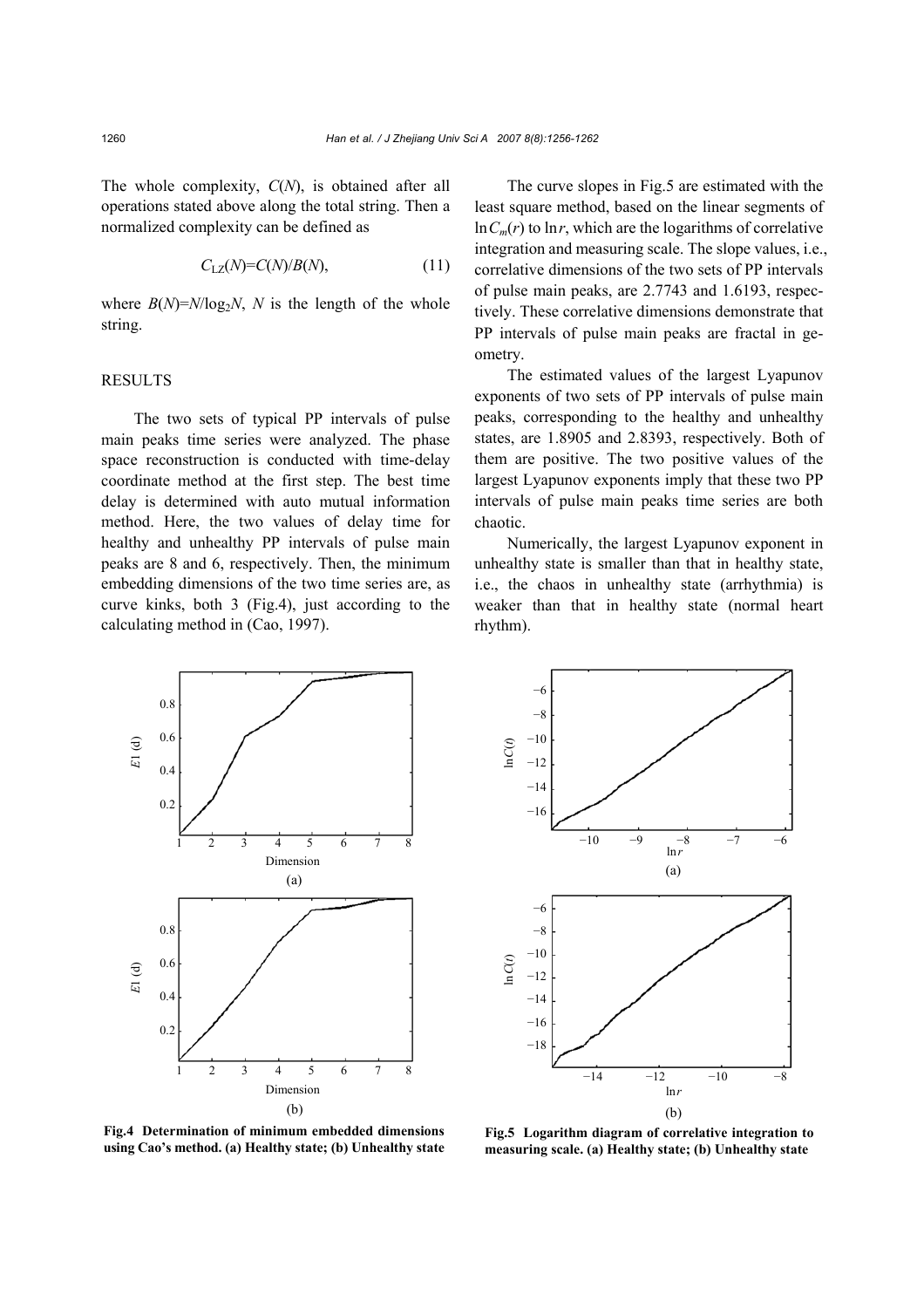The whole complexity, $C(N)$, is obtained after all operations stated above along the total string. Then a normalized complexity can be defined as

$$C_{LZ}(N)=C(N)/B(N), \quad (11)$$

where $B(N)=N/\log_2 N$, $N$ is the length of the whole string.

## RESULTS

The two sets of typical PP intervals of pulse main peaks time series were analyzed. The phase space reconstruction is conducted with time-delay coordinate method at the first step. The best time delay is determined with auto mutual information method. Here, the two values of delay time for healthy and unhealthy PP intervals of pulse main peaks are 8 and 6, respectively. Then, the minimum embedding dimensions of the two time series are, as curve kinks, both 3 (Fig.4), just according to the calculating method in (Cao, 1997).

The curve slopes in Fig.5 are estimated with the least square method, based on the linear segments of $\ln C_m(r)$ to $\ln r$, which are the logarithms of correlative integration and measuring scale. The slope values, i.e., correlative dimensions of the two sets of PP intervals of pulse main peaks, are 2.7743 and 1.6193, respectively. These correlative dimensions demonstrate that PP intervals of pulse main peaks are fractal in geometry.

The estimated values of the largest Lyapunov exponents of two sets of PP intervals of pulse main peaks, corresponding to the healthy and unhealthy states, are 1.8905 and 2.8393, respectively. Both of them are positive. The two positive values of the largest Lyapunov exponents imply that these two PP intervals of pulse main peaks time series are both chaotic.

Numerically, the largest Lyapunov exponent in unhealthy state is smaller than that in healthy state, i.e., the chaos in unhealthy state (arrhythmia) is weaker than that in healthy state (normal heart rhythm).

**Fig.4 Determination of minimum embedded dimensions using Cao's method. (a) Healthy state; (b) Unhealthy state**

**Fig.5 Logarithm diagram of correlative integration to measuring scale. (a) Healthy state; (b) Unhealthy state**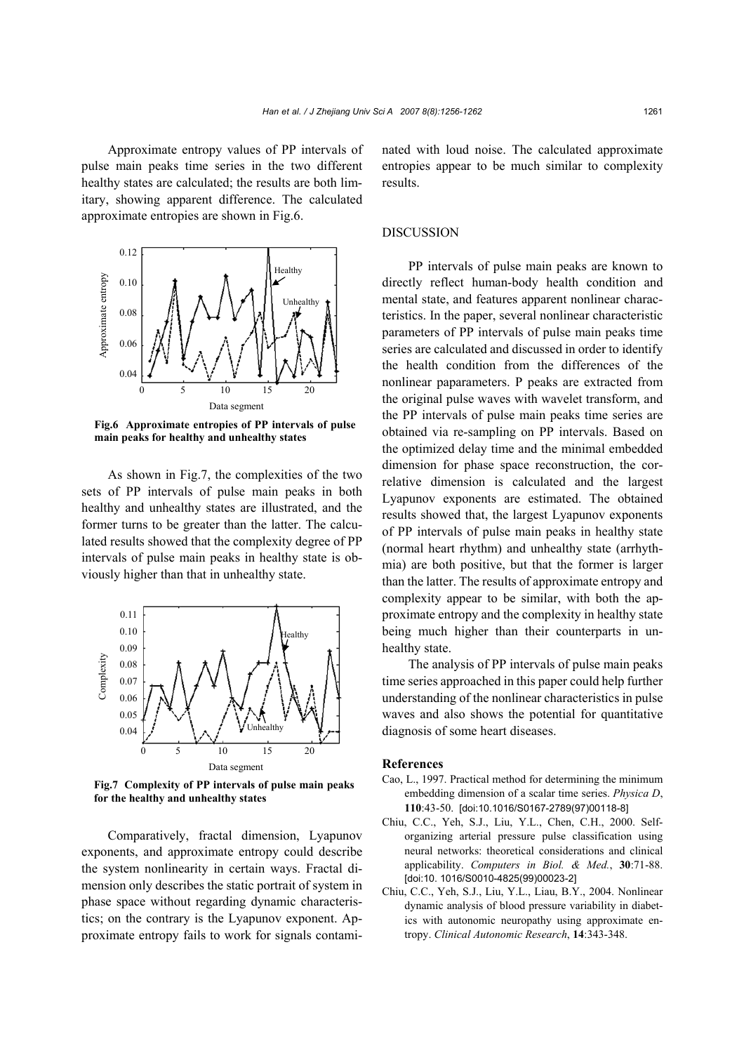Approximate entropy values of PP intervals of pulse main peaks time series in the two different healthy states are calculated; the results are both limitary, showing apparent difference. The calculated approximate entropies are shown in Fig.6.

**Fig.6 Approximate entropies of PP intervals of pulse main peaks for healthy and unhealthy states**

As shown in Fig.7, the complexities of the two sets of PP intervals of pulse main peaks in both healthy and unhealthy states are illustrated, and the former turns to be greater than the latter. The calculated results showed that the complexity degree of PP intervals of pulse main peaks in healthy state is obviously higher than that in unhealthy state.

**Fig.7 Complexity of PP intervals of pulse main peaks for the healthy and unhealthy states**

Comparatively, fractal dimension, Lyapunov exponents, and approximate entropy could describe the system nonlinearity in certain ways. Fractal dimension only describes the static portrait of system in phase space without regarding dynamic characteristics; on the contrary is the Lyapunov exponent. Approximate entropy fails to work for signals contaminated with loud noise. The calculated approximate entropies appear to be much similar to complexity results.

## DISCUSSION

PP intervals of pulse main peaks are known to directly reflect human-body health condition and mental state, and features apparent nonlinear characteristics. In the paper, several nonlinear characteristic parameters of PP intervals of pulse main peaks time series are calculated and discussed in order to identify the health condition from the differences of the nonlinear paparameters. P peaks are extracted from the original pulse waves with wavelet transform, and the PP intervals of pulse main peaks time series are obtained via re-sampling on PP intervals. Based on the optimized delay time and the minimal embedded dimension for phase space reconstruction, the correlative dimension is calculated and the largest Lyapunov exponents are estimated. The obtained results showed that, the largest Lyapunov exponents of PP intervals of pulse main peaks in healthy state (normal heart rhythm) and unhealthy state (arrhythmia) are both positive, but that the former is larger than the latter. The results of approximate entropy and complexity appear to be similar, with both the approximate entropy and the complexity in healthy state being much higher than their counterparts in unhealthy state.

The analysis of PP intervals of pulse main peaks time series approached in this paper could help further understanding of the nonlinear characteristics in pulse waves and also shows the potential for quantitative diagnosis of some heart diseases.

## References

Cao, L., 1997. Practical method for determining the minimum embedding dimension of a scalar time series. *Physica D*, **110**:43-50. [doi:10.1016/S0167-2789(97)00118-8]

Chiu, C.C., Yeh, S.J., Liu, Y.L., Chen, C.H., 2000. Self-organizing arterial pressure pulse classification using neural networks: theoretical considerations and clinical applicability. *Computers in Biol. & Med.*, **30**:71-88. [doi:10. 1016/S0010-4825(99)00023-2]

Chiu, C.C., Yeh, S.J., Liu, Y.L., Liau, B.Y., 2004. Nonlinear dynamic analysis of blood pressure variability in diabetics with autonomic neuropathy using approximate entropy. *Clinical Autonomic Research*, **14**:343-348.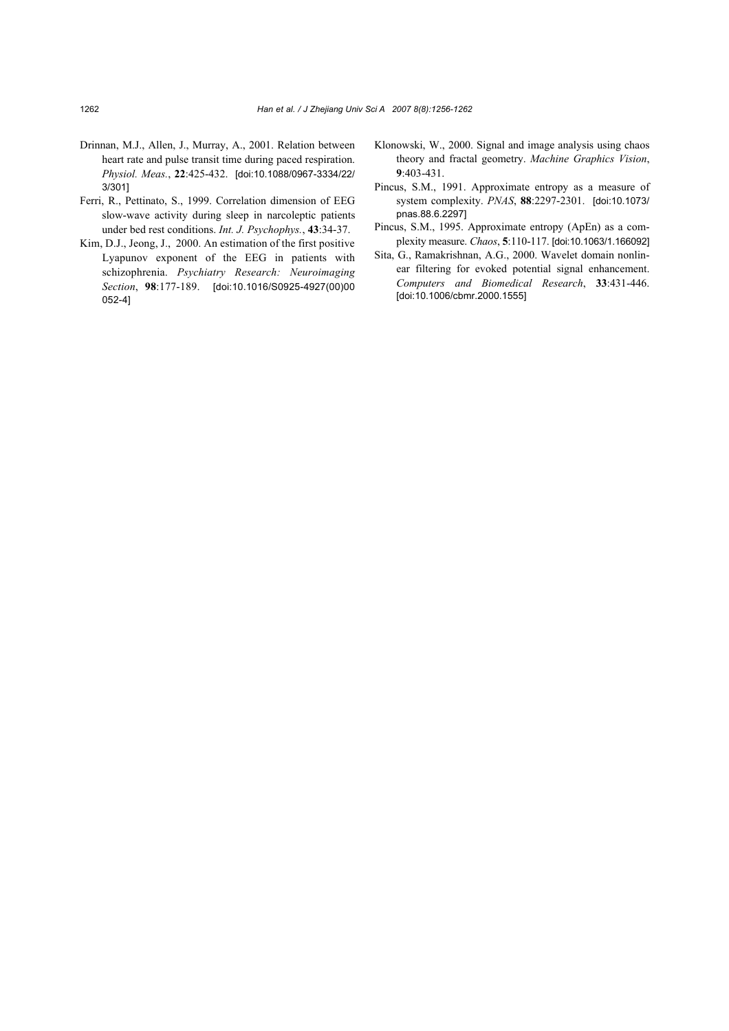Drinnan, M.J., Allen, J., Murray, A., 2001. Relation between heart rate and pulse transit time during paced respiration. *Physiol. Meas.*, **22**:425-432. [doi:10.1088/0967-3334/22/3/301]

Ferri, R., Pettinato, S., 1999. Correlation dimension of EEG slow-wave activity during sleep in narcoleptic patients under bed rest conditions. *Int. J. Psychophys.*, **43**:34-37.

Kim, D.J., Jeong, J., 2000. An estimation of the first positive Lyapunov exponent of the EEG in patients with schizophrenia. *Psychiatry Research: Neuroimaging Section*, **98**:177-189. [doi:10.1016/S0925-4927(00)00052-4]

Klonowski, W., 2000. Signal and image analysis using chaos theory and fractal geometry. *Machine Graphics Vision*, **9**:403-431.

Pincus, S.M., 1991. Approximate entropy as a measure of system complexity. *PNAS*, **88**:2297-2301. [doi:10.1073/pnas.88.6.2297]

Pincus, S.M., 1995. Approximate entropy (ApEn) as a complexity measure. *Chaos*, **5**:110-117. [doi:10.1063/1.166092]

Sita, G., Ramakrishnan, A.G., 2000. Wavelet domain nonlinear filtering for evoked potential signal enhancement. *Computers and Biomedical Research*, **33**:431-446. [doi:10.1006/cbmr.2000.1555]